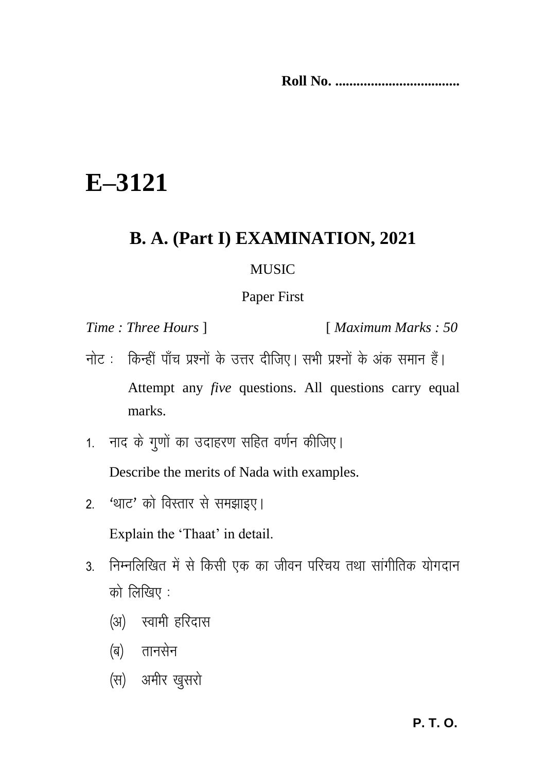**Roll No. ..................................**

# E–3121

## B. A. (Part I) EXAMINATION, 2021

MUSIC

Paper First

*Time : Three Hours* ] [ *Maximum Marks : 50*

नोट : किन्हीं पाँच प्रश्नों के उत्तर दीजिए। सभी प्रश्नों के अंक समान हैं।

Attempt any *five* questions. All questions carry equal marks.

1. नाद के गुणों का उदाहरण सहित वर्णन कीजिए।

   Describe the merits of Nada with examples.

2. 'थाट' को विस्तार से समझाइए।

   Explain the 'Thaat' in detail.

3. निम्नलिखित में से किसी एक का जीवन परिचय तथा सांगीतिक योगदान को लिखिए :

   (अ) स्वामी हरिदास

   (ब) तानसेन

   (स) अमीर खुसरो

**P. T. O.**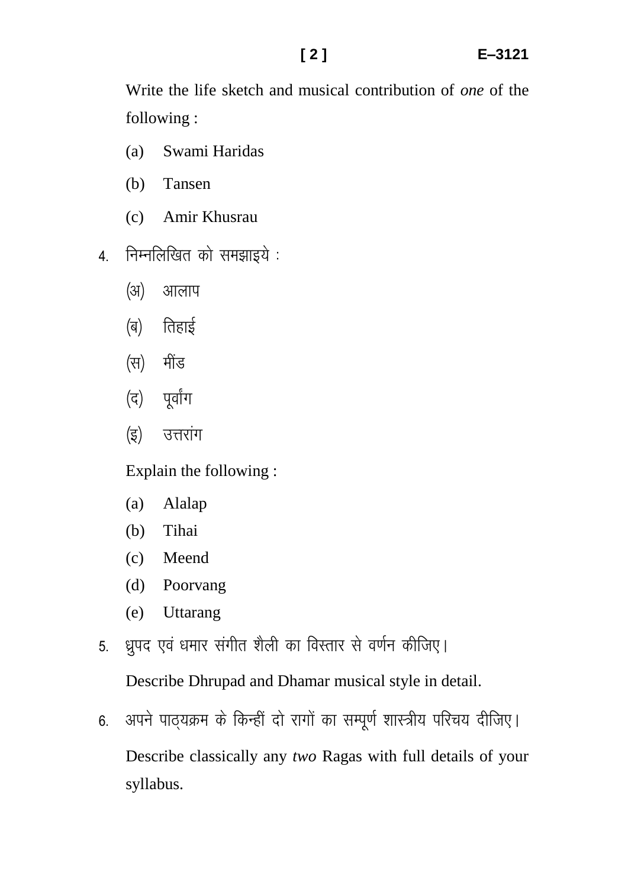Write the life sketch and musical contribution of *one* of the following :

(a) Swami Haridas

(b) Tansen

(c) Amir Khusrau

4. निम्नलिखित को समझाइये :

(अ) आलाप

(ब) तिहाई

(स) मींड

(द) पूर्वांग

(इ) उत्तरांग

Explain the following :

(a) Alalap

(b) Tihai

(c) Meend

(d) Poorvang

(e) Uttarang

5. ध्रुपद एवं धमार संगीत शैली का विस्तार से वर्णन कीजिए।

Describe Dhrupad and Dhamar musical style in detail.

6. अपने पाठ्यक्रम के किन्हीं दो रागों का सम्पूर्ण शास्त्रीय परिचय दीजिए।

Describe classically any *two* Ragas with full details of your syllabus.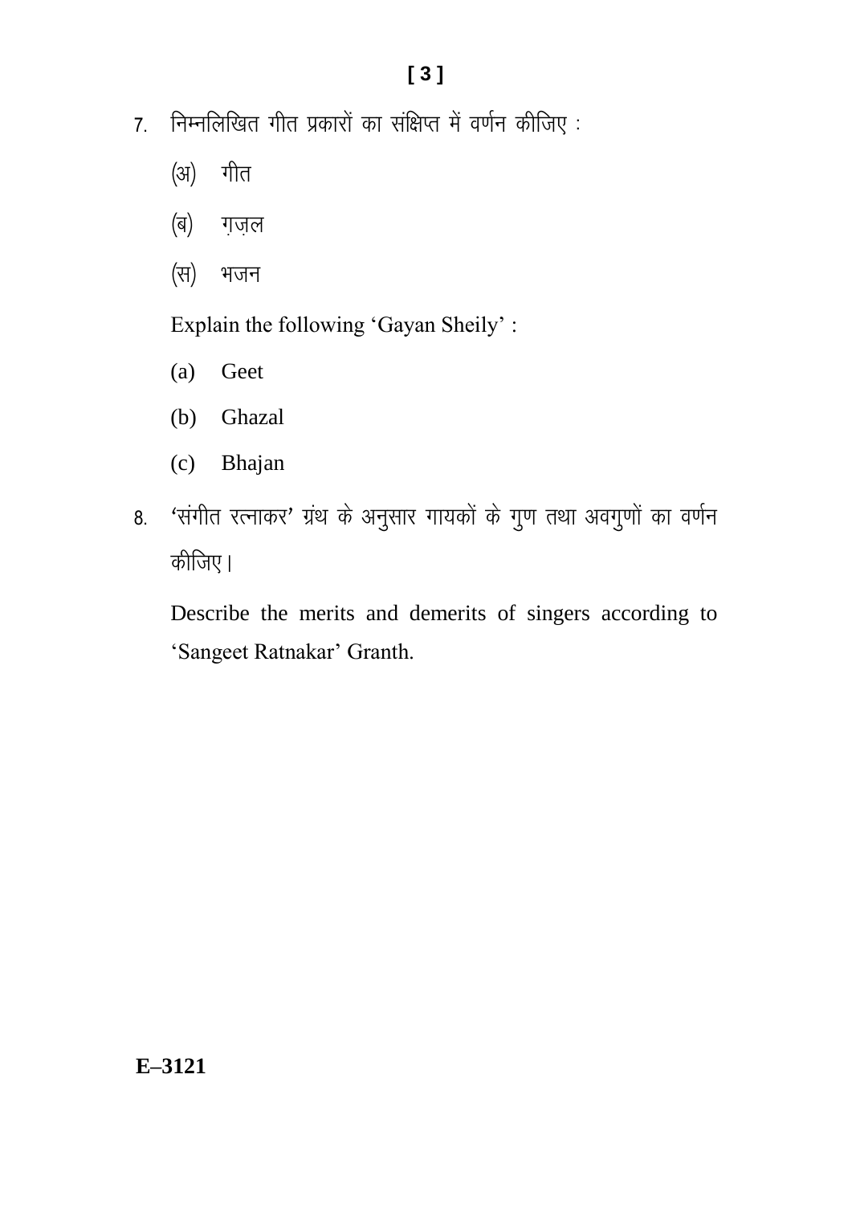7. निम्नलिखित गीत प्रकारों का संक्षिप्त में वर्णन कीजिए :

   (अ) गीत

   (ब) ग़ज़ल

   (स) भजन

   Explain the following 'Gayan Sheily' :

   (a) Geet

   (b) Ghazal

   (c) Bhajan

8. 'संगीत रत्नाकर' ग्रंथ के अनुसार गायकों के गुण तथा अवगुणों का वर्णन कीजिए।

   Describe the merits and demerits of singers according to 'Sangeet Ratnakar' Granth.

**E–3121**